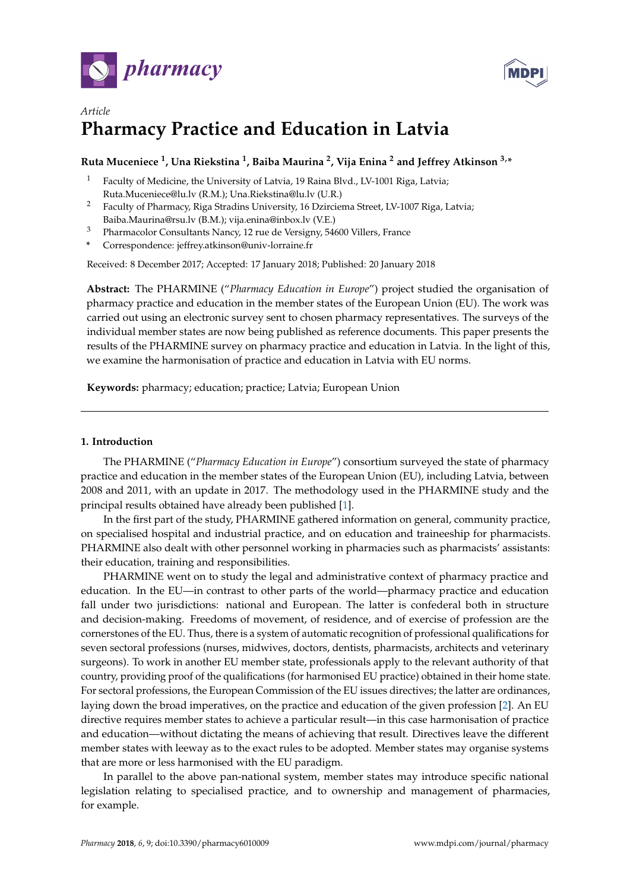*Article*

# Pharmacy Practice and Education in Latvia

**Ruta Muceniece [1], Una Riekstina [1], Baiba Maurina [2], Vija Enina [2] and Jeffrey Atkinson [3,*]**

[1] Faculty of Medicine, the University of Latvia, 19 Raina Blvd., LV-1001 Riga, Latvia; Ruta.Muceniece@lu.lv (R.M.); Una.Riekstina@lu.lv (U.R.)

[2] Faculty of Pharmacy, Riga Stradins University, 16 Dzirciema Street, LV-1007 Riga, Latvia; Baiba.Maurina@rsu.lv (B.M.); vija.enina@inbox.lv (V.E.)

[3] Pharmacolor Consultants Nancy, 12 rue de Versigny, 54600 Villers, France

* Correspondence: jeffrey.atkinson@univ-lorraine.fr

Received: 8 December 2017; Accepted: 17 January 2018; Published: 20 January 2018

**Abstract:** The PHARMINE ("*Pharmacy Education in Europe*") project studied the organisation of pharmacy practice and education in the member states of the European Union (EU). The work was carried out using an electronic survey sent to chosen pharmacy representatives. The surveys of the individual member states are now being published as reference documents. This paper presents the results of the PHARMINE survey on pharmacy practice and education in Latvia. In the light of this, we examine the harmonisation of practice and education in Latvia with EU norms.

**Keywords:** pharmacy; education; practice; Latvia; European Union

## 1. Introduction

The PHARMINE ("*Pharmacy Education in Europe*") consortium surveyed the state of pharmacy practice and education in the member states of the European Union (EU), including Latvia, between 2008 and 2011, with an update in 2017. The methodology used in the PHARMINE study and the principal results obtained have already been published [1].

In the first part of the study, PHARMINE gathered information on general, community practice, on specialised hospital and industrial practice, and on education and traineeship for pharmacists. PHARMINE also dealt with other personnel working in pharmacies such as pharmacists' assistants: their education, training and responsibilities.

PHARMINE went on to study the legal and administrative context of pharmacy practice and education. In the EU—in contrast to other parts of the world—pharmacy practice and education fall under two jurisdictions: national and European. The latter is confederal both in structure and decision-making. Freedoms of movement, of residence, and of exercise of profession are the cornerstones of the EU. Thus, there is a system of automatic recognition of professional qualifications for seven sectoral professions (nurses, midwives, doctors, dentists, pharmacists, architects and veterinary surgeons). To work in another EU member state, professionals apply to the relevant authority of that country, providing proof of the qualifications (for harmonised EU practice) obtained in their home state. For sectoral professions, the European Commission of the EU issues directives; the latter are ordinances, laying down the broad imperatives, on the practice and education of the given profession [2]. An EU directive requires member states to achieve a particular result—in this case harmonisation of practice and education—without dictating the means of achieving that result. Directives leave the different member states with leeway as to the exact rules to be adopted. Member states may organise systems that are more or less harmonised with the EU paradigm.

In parallel to the above pan-national system, member states may introduce specific national legislation relating to specialised practice, and to ownership and management of pharmacies, for example.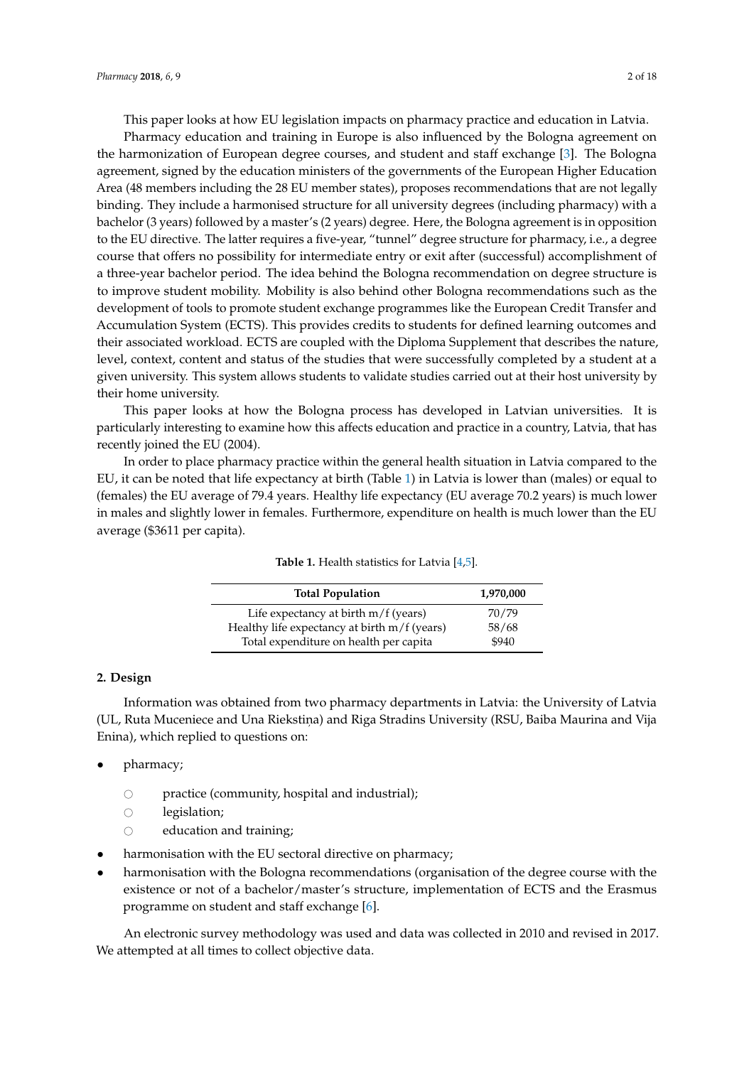This paper looks at how EU legislation impacts on pharmacy practice and education in Latvia.

Pharmacy education and training in Europe is also influenced by the Bologna agreement on the harmonization of European degree courses, and student and staff exchange [3]. The Bologna agreement, signed by the education ministers of the governments of the European Higher Education Area (48 members including the 28 EU member states), proposes recommendations that are not legally binding. They include a harmonised structure for all university degrees (including pharmacy) with a bachelor (3 years) followed by a master's (2 years) degree. Here, the Bologna agreement is in opposition to the EU directive. The latter requires a five-year, "tunnel" degree structure for pharmacy, i.e., a degree course that offers no possibility for intermediate entry or exit after (successful) accomplishment of a three-year bachelor period. The idea behind the Bologna recommendation on degree structure is to improve student mobility. Mobility is also behind other Bologna recommendations such as the development of tools to promote student exchange programmes like the European Credit Transfer and Accumulation System (ECTS). This provides credits to students for defined learning outcomes and their associated workload. ECTS are coupled with the Diploma Supplement that describes the nature, level, context, content and status of the studies that were successfully completed by a student at a given university. This system allows students to validate studies carried out at their host university by their home university.

This paper looks at how the Bologna process has developed in Latvian universities. It is particularly interesting to examine how this affects education and practice in a country, Latvia, that has recently joined the EU (2004).

In order to place pharmacy practice within the general health situation in Latvia compared to the EU, it can be noted that life expectancy at birth (Table 1) in Latvia is lower than (males) or equal to (females) the EU average of 79.4 years. Healthy life expectancy (EU average 70.2 years) is much lower in males and slightly lower in females. Furthermore, expenditure on health is much lower than the EU average ($3611 per capita).

**Table 1.** Health statistics for Latvia [4,5].

| Total Population | 1,970,000 |
|---|---|
| Life expectancy at birth m/f (years) | 70/79 |
| Healthy life expectancy at birth m/f (years) | 58/68 |
| Total expenditure on health per capita | $940 |

## 2. Design

Information was obtained from two pharmacy departments in Latvia: the University of Latvia (UL, Ruta Muceniece and Una Riekstiņa) and Riga Stradins University (RSU, Baiba Maurina and Vija Enina), which replied to questions on:

- pharmacy;
  - practice (community, hospital and industrial);
  - legislation;
  - education and training;
- harmonisation with the EU sectoral directive on pharmacy;
- harmonisation with the Bologna recommendations (organisation of the degree course with the existence or not of a bachelor/master's structure, implementation of ECTS and the Erasmus programme on student and staff exchange [6].

An electronic survey methodology was used and data was collected in 2010 and revised in 2017. We attempted at all times to collect objective data.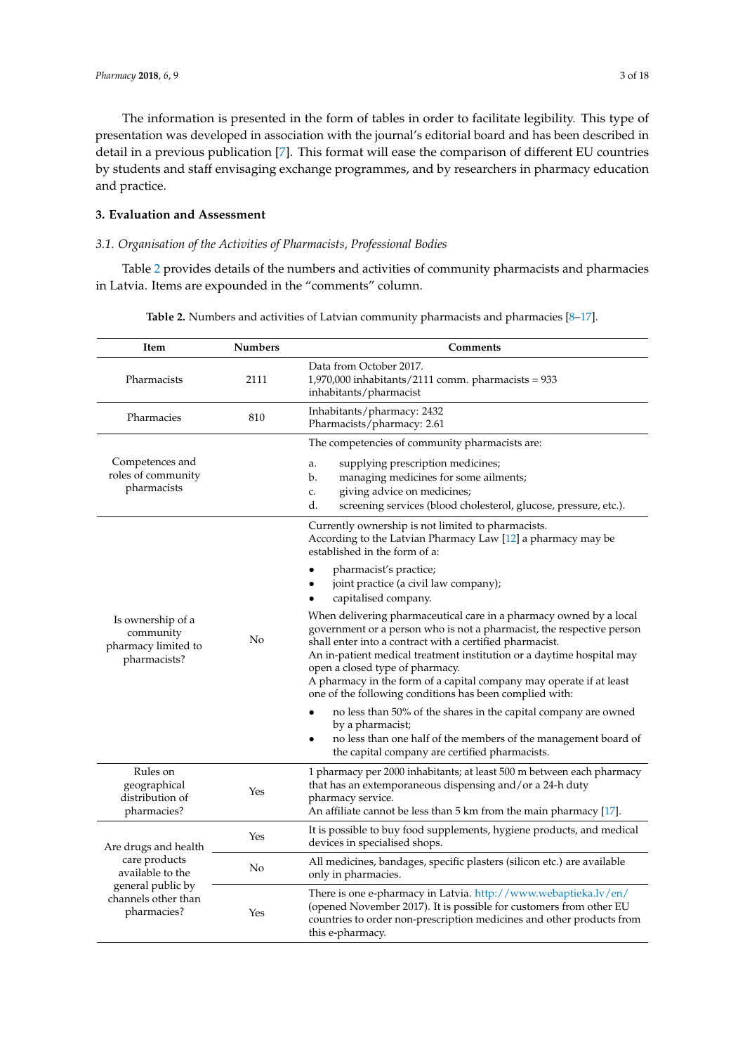The information is presented in the form of tables in order to facilitate legibility. This type of presentation was developed in association with the journal's editorial board and has been described in detail in a previous publication [7]. This format will ease the comparison of different EU countries by students and staff envisaging exchange programmes, and by researchers in pharmacy education and practice.

## 3. Evaluation and Assessment

### *3.1. Organisation of the Activities of Pharmacists, Professional Bodies*

Table 2 provides details of the numbers and activities of community pharmacists and pharmacies in Latvia. Items are expounded in the "comments" column.

**Table 2.** Numbers and activities of Latvian community pharmacists and pharmacies [8–17].

| Item | Numbers | Comments |
| --- | --- | --- |
| Pharmacists | 2111 | Data from October 2017.<br>1,970,000 inhabitants/2111 comm. pharmacists = 933 inhabitants/pharmacist |
| Pharmacies | 810 | Inhabitants/pharmacy: 2432<br>Pharmacists/pharmacy: 2.61 |
| Competences and roles of community pharmacists | | The competencies of community pharmacists are:<br>a. supplying prescription medicines;<br>b. managing medicines for some ailments;<br>c. giving advice on medicines;<br>d. screening services (blood cholesterol, glucose, pressure, etc.). |
| Is ownership of a community pharmacy limited to pharmacists? | No | Currently ownership is not limited to pharmacists.<br>According to the Latvian Pharmacy Law [12] a pharmacy may be established in the form of a:<br>• pharmacist's practice;<br>• joint practice (a civil law company);<br>• capitalised company.<br>When delivering pharmaceutical care in a pharmacy owned by a local government or a person who is not a pharmacist, the respective person shall enter into a contract with a certified pharmacist.<br>An in-patient medical treatment institution or a daytime hospital may open a closed type of pharmacy.<br>A pharmacy in the form of a capital company may operate if at least one of the following conditions has been complied with:<br>• no less than 50% of the shares in the capital company are owned by a pharmacist;<br>• no less than one half of the members of the management board of the capital company are certified pharmacists. |
| Rules on geographical distribution of pharmacies? | Yes | 1 pharmacy per 2000 inhabitants; at least 500 m between each pharmacy that has an extemporaneous dispensing and/or a 24-h duty pharmacy service.<br>An affiliate cannot be less than 5 km from the main pharmacy [17]. |
| Are drugs and health care products available to the general public by channels other than pharmacies? | Yes | It is possible to buy food supplements, hygiene products, and medical devices in specialised shops. |
| | No | All medicines, bandages, specific plasters (silicon etc.) are available only in pharmacies. |
| | Yes | There is one e-pharmacy in Latvia. http://www.webaptieka.lv/en/ (opened November 2017). It is possible for customers from other EU countries to order non-prescription medicines and other products from this e-pharmacy. |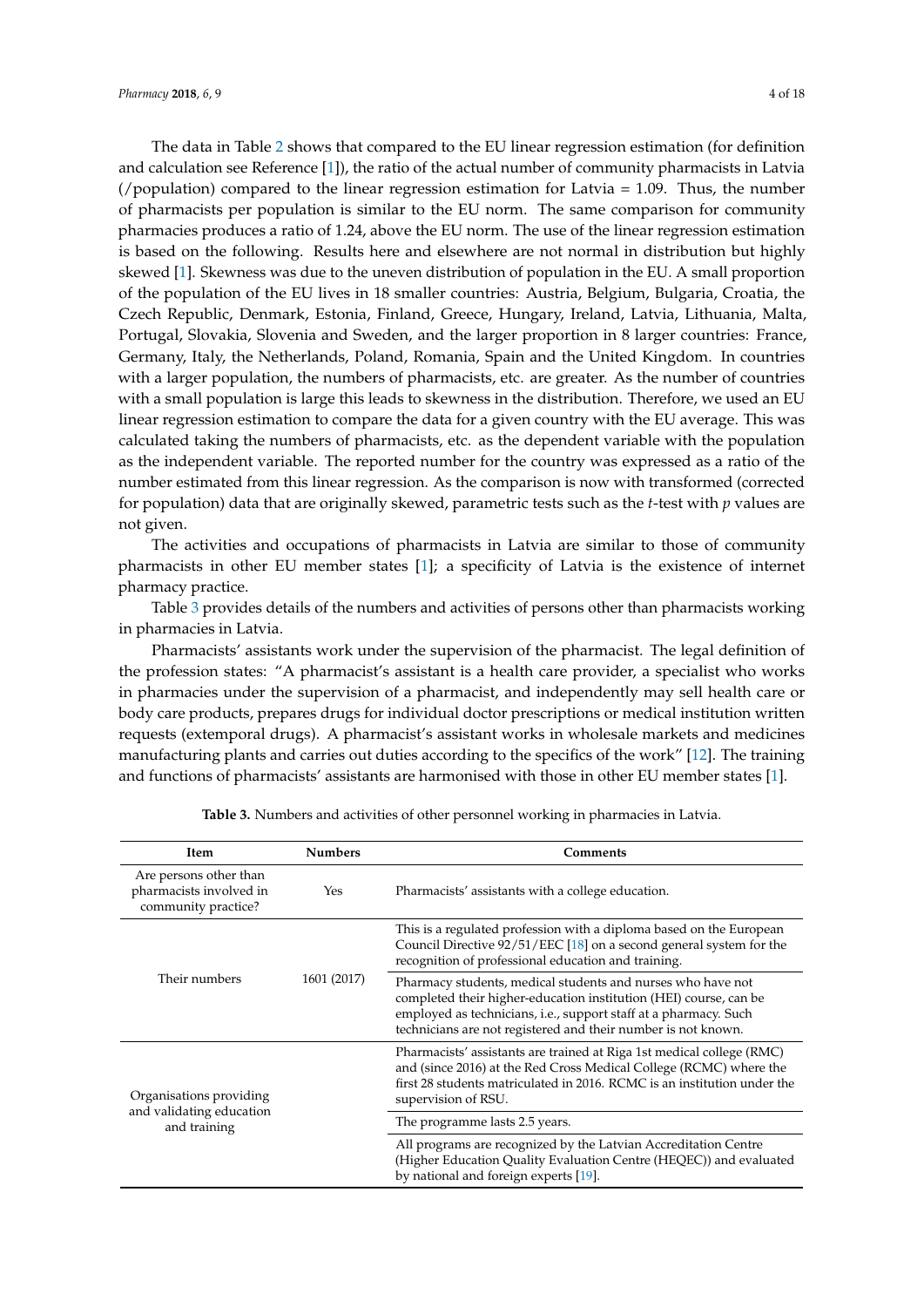The data in Table 2 shows that compared to the EU linear regression estimation (for definition and calculation see Reference [1]), the ratio of the actual number of community pharmacists in Latvia (/population) compared to the linear regression estimation for Latvia = 1.09. Thus, the number of pharmacists per population is similar to the EU norm. The same comparison for community pharmacies produces a ratio of 1.24, above the EU norm. The use of the linear regression estimation is based on the following. Results here and elsewhere are not normal in distribution but highly skewed [1]. Skewness was due to the uneven distribution of population in the EU. A small proportion of the population of the EU lives in 18 smaller countries: Austria, Belgium, Bulgaria, Croatia, the Czech Republic, Denmark, Estonia, Finland, Greece, Hungary, Ireland, Latvia, Lithuania, Malta, Portugal, Slovakia, Slovenia and Sweden, and the larger proportion in 8 larger countries: France, Germany, Italy, the Netherlands, Poland, Romania, Spain and the United Kingdom. In countries with a larger population, the numbers of pharmacists, etc. are greater. As the number of countries with a small population is large this leads to skewness in the distribution. Therefore, we used an EU linear regression estimation to compare the data for a given country with the EU average. This was calculated taking the numbers of pharmacists, etc. as the dependent variable with the population as the independent variable. The reported number for the country was expressed as a ratio of the number estimated from this linear regression. As the comparison is now with transformed (corrected for population) data that are originally skewed, parametric tests such as the *t*-test with *p* values are not given.

The activities and occupations of pharmacists in Latvia are similar to those of community pharmacists in other EU member states [1]; a specificity of Latvia is the existence of internet pharmacy practice.

Table 3 provides details of the numbers and activities of persons other than pharmacists working in pharmacies in Latvia.

Pharmacists' assistants work under the supervision of the pharmacist. The legal definition of the profession states: "A pharmacist's assistant is a health care provider, a specialist who works in pharmacies under the supervision of a pharmacist, and independently may sell health care or body care products, prepares drugs for individual doctor prescriptions or medical institution written requests (extemporal drugs). A pharmacist's assistant works in wholesale markets and medicines manufacturing plants and carries out duties according to the specifics of the work" [12]. The training and functions of pharmacists' assistants are harmonised with those in other EU member states [1].

**Table 3.** Numbers and activities of other personnel working in pharmacies in Latvia.

| Item | Numbers | Comments |
| --- | --- | --- |
| Are persons other than pharmacists involved in community practice? | Yes | Pharmacists' assistants with a college education. |
| Their numbers | 1601 (2017) | This is a regulated profession with a diploma based on the European Council Directive 92/51/EEC [18] on a second general system for the recognition of professional education and training. |
| | | Pharmacy students, medical students and nurses who have not completed their higher-education institution (HEI) course, can be employed as technicians, i.e., support staff at a pharmacy. Such technicians are not registered and their number is not known. |
| Organisations providing and validating education and training | | Pharmacists' assistants are trained at Riga 1st medical college (RMC) and (since 2016) at the Red Cross Medical College (RCMC) where the first 28 students matriculated in 2016. RCMC is an institution under the supervision of RSU. |
| | | The programme lasts 2.5 years. |
| | | All programs are recognized by the Latvian Accreditation Centre (Higher Education Quality Evaluation Centre (HEQEC)) and evaluated by national and foreign experts [19]. |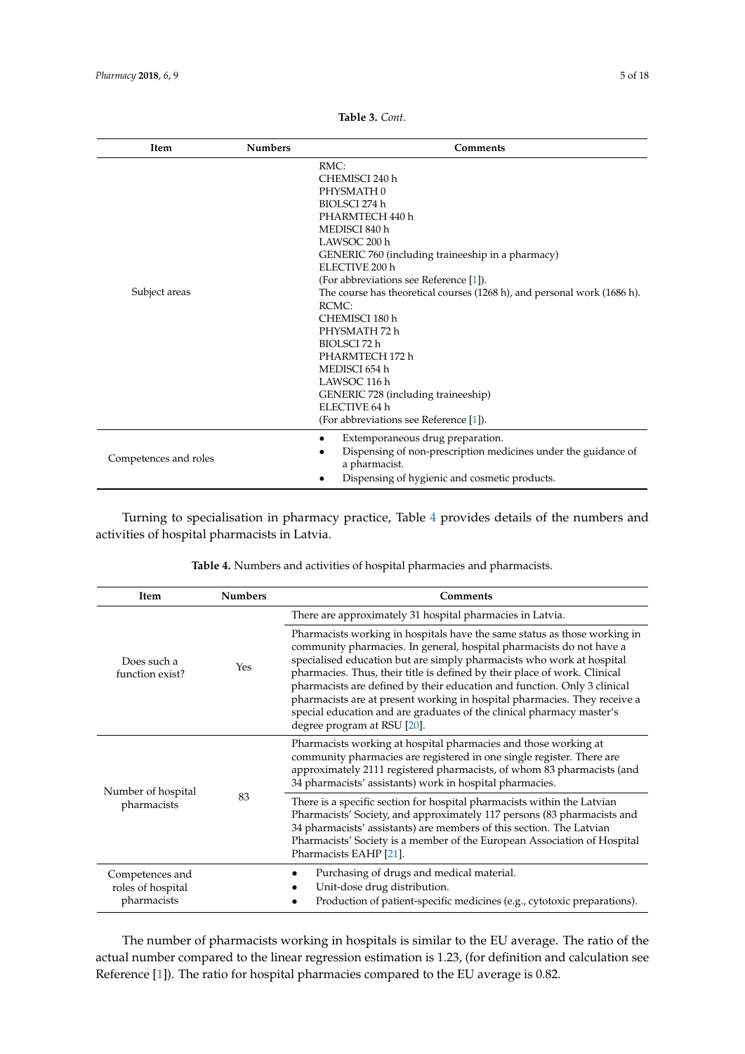**Table 3.** *Cont.*

| Item | Numbers | Comments |
|---|---|---|
| Subject areas | | RMC:<br>CHEMISCI 240 h<br>PHYSMATH 0<br>BIOLSCI 274 h<br>PHARMTECH 440 h<br>MEDISCI 840 h<br>LAWSOC 200 h<br>GENERIC 760 (including traineeship in a pharmacy)<br>ELECTIVE 200 h<br>(For abbreviations see Reference [1]).<br>The course has theoretical courses (1268 h), and personal work (1686 h).<br>RCMC:<br>CHEMISCI 180 h<br>PHYSMATH 72 h<br>BIOLSCI 72 h<br>PHARMTECH 172 h<br>MEDISCI 654 h<br>LAWSOC 116 h<br>GENERIC 728 (including traineeship)<br>ELECTIVE 64 h<br>(For abbreviations see Reference [1]). |
| Competences and roles | | • Extemporaneous drug preparation.<br>• Dispensing of non-prescription medicines under the guidance of a pharmacist.<br>• Dispensing of hygienic and cosmetic products. |

Turning to specialisation in pharmacy practice, Table 4 provides details of the numbers and activities of hospital pharmacists in Latvia.

**Table 4.** Numbers and activities of hospital pharmacies and pharmacists.

| Item | Numbers | Comments |
|---|---|---|
| Does such a function exist? | Yes | There are approximately 31 hospital pharmacies in Latvia. |
| | | Pharmacists working in hospitals have the same status as those working in community pharmacies. In general, hospital pharmacists do not have a specialised education but are simply pharmacists who work at hospital pharmacies. Thus, their title is defined by their place of work. Clinical pharmacists are defined by their education and function. Only 3 clinical pharmacists are at present working in hospital pharmacies. They receive a special education and are graduates of the clinical pharmacy master's degree program at RSU [20]. |
| Number of hospital pharmacists | 83 | Pharmacists working at hospital pharmacies and those working at community pharmacies are registered in one single register. There are approximately 2111 registered pharmacists, of whom 83 pharmacists (and 34 pharmacists' assistants) work in hospital pharmacies. |
| | | There is a specific section for hospital pharmacists within the Latvian Pharmacists' Society, and approximately 117 persons (83 pharmacists and 34 pharmacists' assistants) are members of this section. The Latvian Pharmacists' Society is a member of the European Association of Hospital Pharmacists EAHP [21]. |
| Competences and roles of hospital pharmacists | | • Purchasing of drugs and medical material.<br>• Unit-dose drug distribution.<br>• Production of patient-specific medicines (e.g., cytotoxic preparations). |

The number of pharmacists working in hospitals is similar to the EU average. The ratio of the actual number compared to the linear regression estimation is 1.23, (for definition and calculation see Reference [1]). The ratio for hospital pharmacies compared to the EU average is 0.82.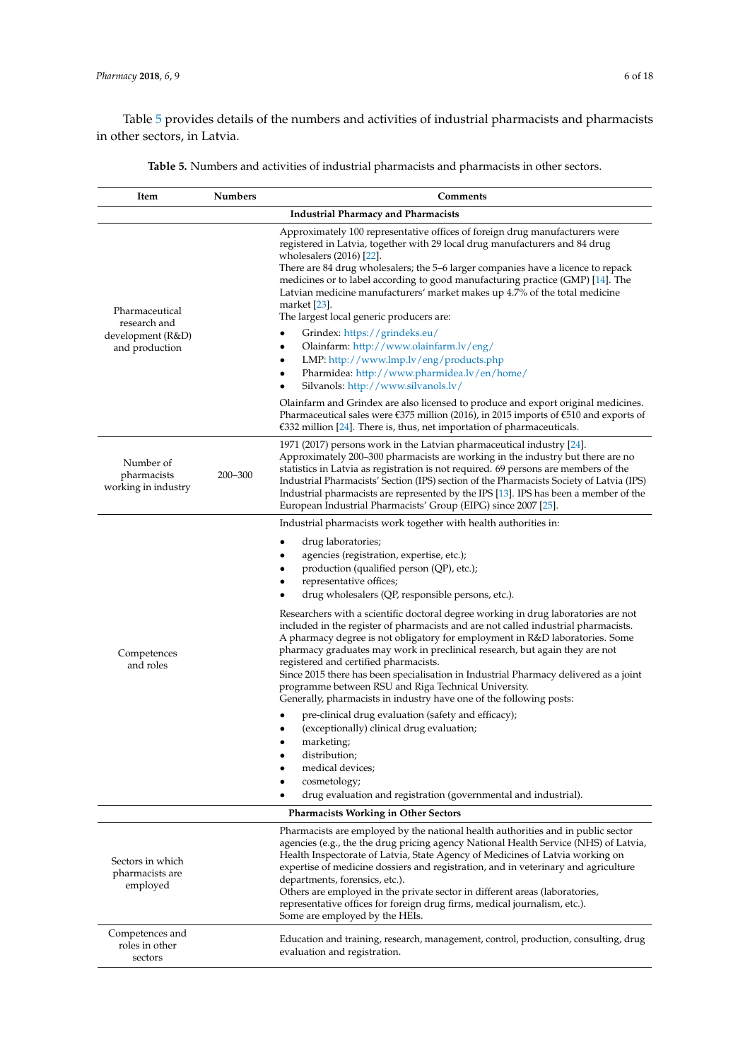Table 5 provides details of the numbers and activities of industrial pharmacists and pharmacists in other sectors, in Latvia.

**Table 5.** Numbers and activities of industrial pharmacists and pharmacists in other sectors.

| Item | Numbers | Comments |
|---|---|---|
| **Industrial Pharmacy and Pharmacists** | | |
| Pharmaceutical research and development (R&D) and production | | Approximately 100 representative offices of foreign drug manufacturers were registered in Latvia, together with 29 local drug manufacturers and 84 drug wholesalers (2016) [22]. There are 84 drug wholesalers; the 5–6 larger companies have a licence to repack medicines or to label according to good manufacturing practice (GMP) [14]. The Latvian medicine manufacturers' market makes up 4.7% of the total medicine market [23]. The largest local generic producers are: <br>• Grindex: https://grindeks.eu/ <br>• Olainfarm: http://www.olainfarm.lv/eng/ <br>• LMP: http://www.lmp.lv/eng/products.php <br>• Pharmidea: http://www.pharmidea.lv/en/home/ <br>• Silvanols: http://www.silvanols.lv/ <br>Olainfarm and Grindex are also licensed to produce and export original medicines. Pharmaceutical sales were €375 million (2016), in 2015 imports of €510 and exports of €332 million [24]. There is, thus, net importation of pharmaceuticals. |
| Number of pharmacists working in industry | 200–300 | 1971 (2017) persons work in the Latvian pharmaceutical industry [24]. Approximately 200–300 pharmacists are working in the industry but there are no statistics in Latvia as registration is not required. 69 persons are members of the Industrial Pharmacists' Section (IPS) section of the Pharmacists Society of Latvia (IPS) Industrial pharmacists are represented by the IPS [13]. IPS has been a member of the European Industrial Pharmacists' Group (EIPG) since 2007 [25]. |
| Competences and roles | | Industrial pharmacists work together with health authorities in: <br>• drug laboratories; <br>• agencies (registration, expertise, etc.); <br>• production (qualified person (QP), etc.); <br>• representative offices; <br>• drug wholesalers (QP, responsible persons, etc.). <br>Researchers with a scientific doctoral degree working in drug laboratories are not included in the register of pharmacists and are not called industrial pharmacists. A pharmacy degree is not obligatory for employment in R&D laboratories. Some pharmacy graduates may work in preclinical research, but again they are not registered and certified pharmacists. Since 2015 there has been specialisation in Industrial Pharmacy delivered as a joint programme between RSU and Riga Technical University. Generally, pharmacists in industry have one of the following posts: <br>• pre-clinical drug evaluation (safety and efficacy); <br>• (exceptionally) clinical drug evaluation; <br>• marketing; <br>• distribution; <br>• medical devices; <br>• cosmetology; <br>• drug evaluation and registration (governmental and industrial). |
| **Pharmacists Working in Other Sectors** | | |
| Sectors in which pharmacists are employed | | Pharmacists are employed by the national health authorities and in public sector agencies (e.g., the the drug pricing agency National Health Service (NHS) of Latvia, Health Inspectorate of Latvia, State Agency of Medicines of Latvia working on expertise of medicine dossiers and registration, and in veterinary and agriculture departments, forensics, etc.). Others are employed in the private sector in different areas (laboratories, representative offices for foreign drug firms, medical journalism, etc.). Some are employed by the HEIs. |
| Competences and roles in other sectors | | Education and training, research, management, control, production, consulting, drug evaluation and registration. |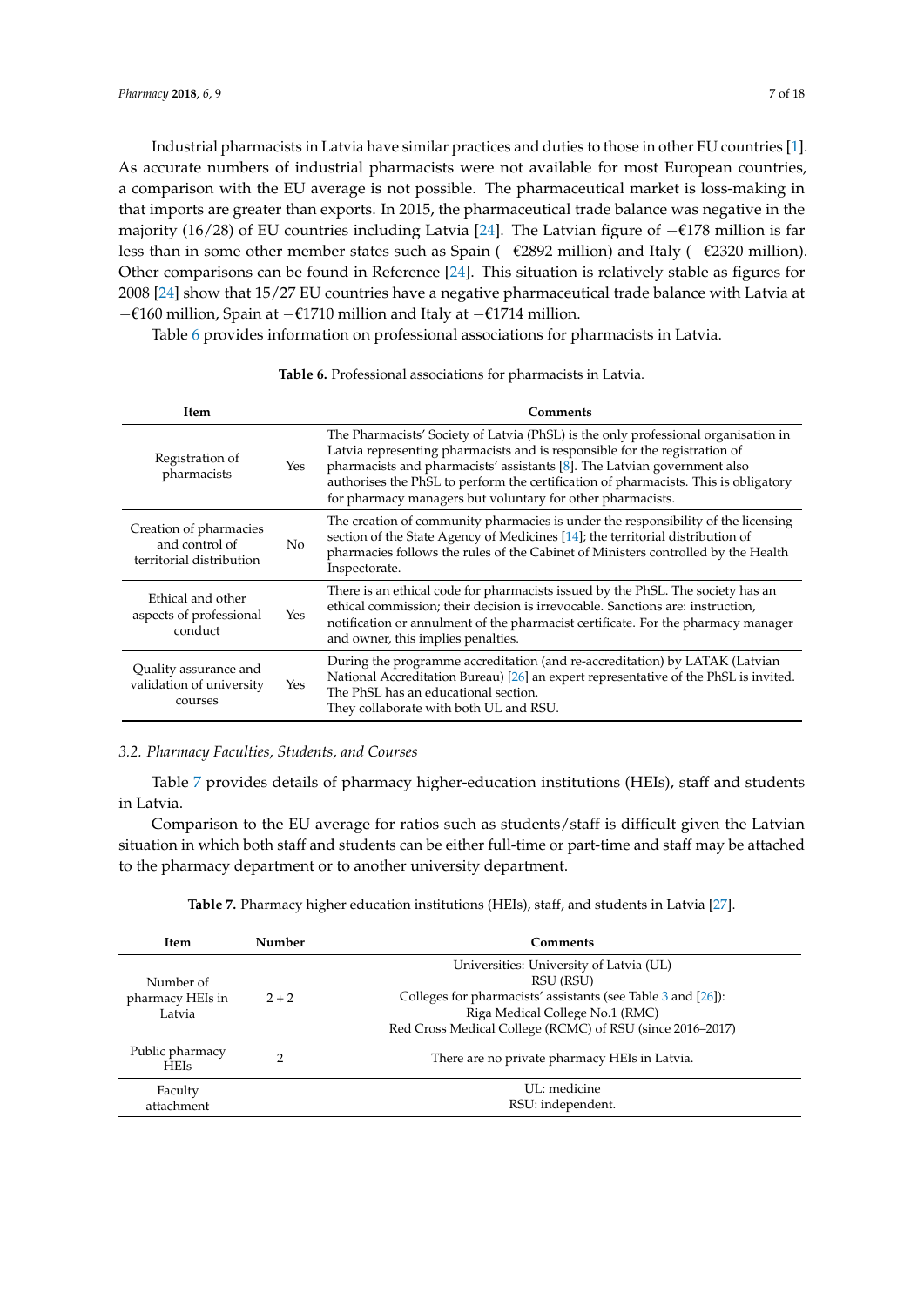Industrial pharmacists in Latvia have similar practices and duties to those in other EU countries [1]. As accurate numbers of industrial pharmacists were not available for most European countries, a comparison with the EU average is not possible. The pharmaceutical market is loss-making in that imports are greater than exports. In 2015, the pharmaceutical trade balance was negative in the majority (16/28) of EU countries including Latvia [24]. The Latvian figure of −€178 million is far less than in some other member states such as Spain (−€2892 million) and Italy (−€2320 million). Other comparisons can be found in Reference [24]. This situation is relatively stable as figures for 2008 [24] show that 15/27 EU countries have a negative pharmaceutical trade balance with Latvia at −€160 million, Spain at −€1710 million and Italy at −€1714 million.

Table 6 provides information on professional associations for pharmacists in Latvia.

**Table 6.** Professional associations for pharmacists in Latvia.

| Item | | Comments |
|---|---|---|
| Registration of pharmacists | Yes | The Pharmacists' Society of Latvia (PhSL) is the only professional organisation in Latvia representing pharmacists and is responsible for the registration of pharmacists and pharmacists' assistants [8]. The Latvian government also authorises the PhSL to perform the certification of pharmacists. This is obligatory for pharmacy managers but voluntary for other pharmacists. |
| Creation of pharmacies and control of territorial distribution | No | The creation of community pharmacies is under the responsibility of the licensing section of the State Agency of Medicines [14]; the territorial distribution of pharmacies follows the rules of the Cabinet of Ministers controlled by the Health Inspectorate. |
| Ethical and other aspects of professional conduct | Yes | There is an ethical code for pharmacists issued by the PhSL. The society has an ethical commission; their decision is irrevocable. Sanctions are: instruction, notification or annulment of the pharmacist certificate. For the pharmacy manager and owner, this implies penalties. |
| Quality assurance and validation of university courses | Yes | During the programme accreditation (and re-accreditation) by LATAK (Latvian National Accreditation Bureau) [26] an expert representative of the PhSL is invited. The PhSL has an educational section. They collaborate with both UL and RSU. |

### 3.2. Pharmacy Faculties, Students, and Courses

Table 7 provides details of pharmacy higher-education institutions (HEIs), staff and students in Latvia.

Comparison to the EU average for ratios such as students/staff is difficult given the Latvian situation in which both staff and students can be either full-time or part-time and staff may be attached to the pharmacy department or to another university department.

**Table 7.** Pharmacy higher education institutions (HEIs), staff, and students in Latvia [27].

| Item | Number | Comments |
|---|---|---|
| Number of pharmacy HEIs in Latvia | 2 + 2 | Universities: University of Latvia (UL)<br>RSU (RSU)<br>Colleges for pharmacists' assistants (see Table 3 and [26]):<br>Riga Medical College No.1 (RMC)<br>Red Cross Medical College (RCMC) of RSU (since 2016–2017) |
| Public pharmacy HEIs | 2 | There are no private pharmacy HEIs in Latvia. |
| Faculty attachment | | UL: medicine<br>RSU: independent. |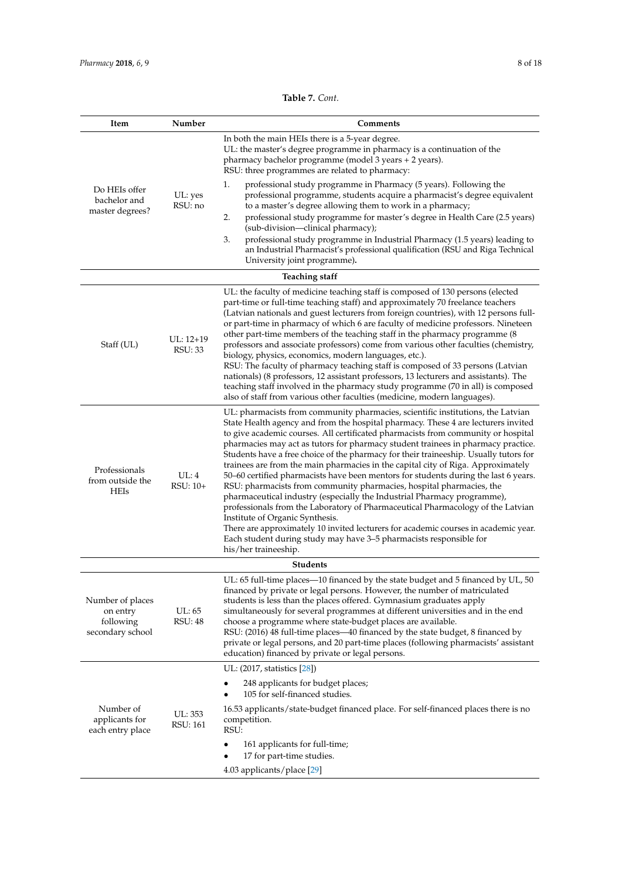**Table 7.** *Cont.*

| Item | Number | Comments |
|---|---|---|
| Do HEIs offer bachelor and master degrees? | UL: yes<br>RSU: no | In both the main HEIs there is a 5-year degree.<br>UL: the master's degree programme in pharmacy is a continuation of the pharmacy bachelor programme (model 3 years + 2 years).<br>RSU: three programmes are related to pharmacy:<br>1. professional study programme in Pharmacy (5 years). Following the professional programme, students acquire a pharmacist's degree equivalent to a master's degree allowing them to work in a pharmacy;<br>2. professional study programme for master's degree in Health Care (2.5 years) (sub-division—clinical pharmacy);<br>3. professional study programme in Industrial Pharmacy (1.5 years) leading to an Industrial Pharmacist's professional qualification (RSU and Riga Technical University joint programme). |
| **Teaching staff** | | |
| Staff (UL) | UL: 12+19<br>RSU: 33 | UL: the faculty of medicine teaching staff is composed of 130 persons (elected part-time or full-time teaching staff) and approximately 70 freelance teachers (Latvian nationals and guest lecturers from foreign countries), with 12 persons full- or part-time in pharmacy of which 6 are faculty of medicine professors. Nineteen other part-time members of the teaching staff in the pharmacy programme (8 professors and associate professors) come from various other faculties (chemistry, biology, physics, economics, modern languages, etc.).<br>RSU: The faculty of pharmacy teaching staff is composed of 33 persons (Latvian nationals) (8 professors, 12 assistant professors, 13 lecturers and assistants). The teaching staff involved in the pharmacy study programme (70 in all) is composed also of staff from various other faculties (medicine, modern languages). |
| Professionals from outside the HEIs | UL: 4<br>RSU: 10+ | UL: pharmacists from community pharmacies, scientific institutions, the Latvian State Health agency and from the hospital pharmacy. These 4 are lecturers invited to give academic courses. All certificated pharmacists from community or hospital pharmacies may act as tutors for pharmacy student trainees in pharmacy practice. Students have a free choice of the pharmacy for their traineeship. Usually tutors for trainees are from the main pharmacies in the capital city of Riga. Approximately 50–60 certified pharmacists have been mentors for students during the last 6 years.<br>RSU: pharmacists from community pharmacies, hospital pharmacies, the pharmaceutical industry (especially the Industrial Pharmacy programme), professionals from the Laboratory of Pharmaceutical Pharmacology of the Latvian Institute of Organic Synthesis.<br>There are approximately 10 invited lecturers for academic courses in academic year. Each student during study may have 3–5 pharmacists responsible for his/her traineeship. |
| **Students** | | |
| Number of places on entry following secondary school | UL: 65<br>RSU: 48 | UL: 65 full-time places—10 financed by the state budget and 5 financed by UL, 50 financed by private or legal persons. However, the number of matriculated students is less than the places offered. Gymnasium graduates apply simultaneously for several programmes at different universities and in the end choose a programme where state-budget places are available.<br>RSU: (2016) 48 full-time places—40 financed by the state budget, 8 financed by private or legal persons, and 20 part-time places (following pharmacists' assistant education) financed by private or legal persons. |
| Number of applicants for each entry place | UL: 353<br>RSU: 161 | UL: (2017, statistics [28])<br>• 248 applicants for budget places;<br>• 105 for self-financed studies.<br>16.53 applicants/state-budget financed place. For self-financed places there is no competition.<br>RSU:<br>• 161 applicants for full-time;<br>• 17 for part-time studies.<br>4.03 applicants/place [29] |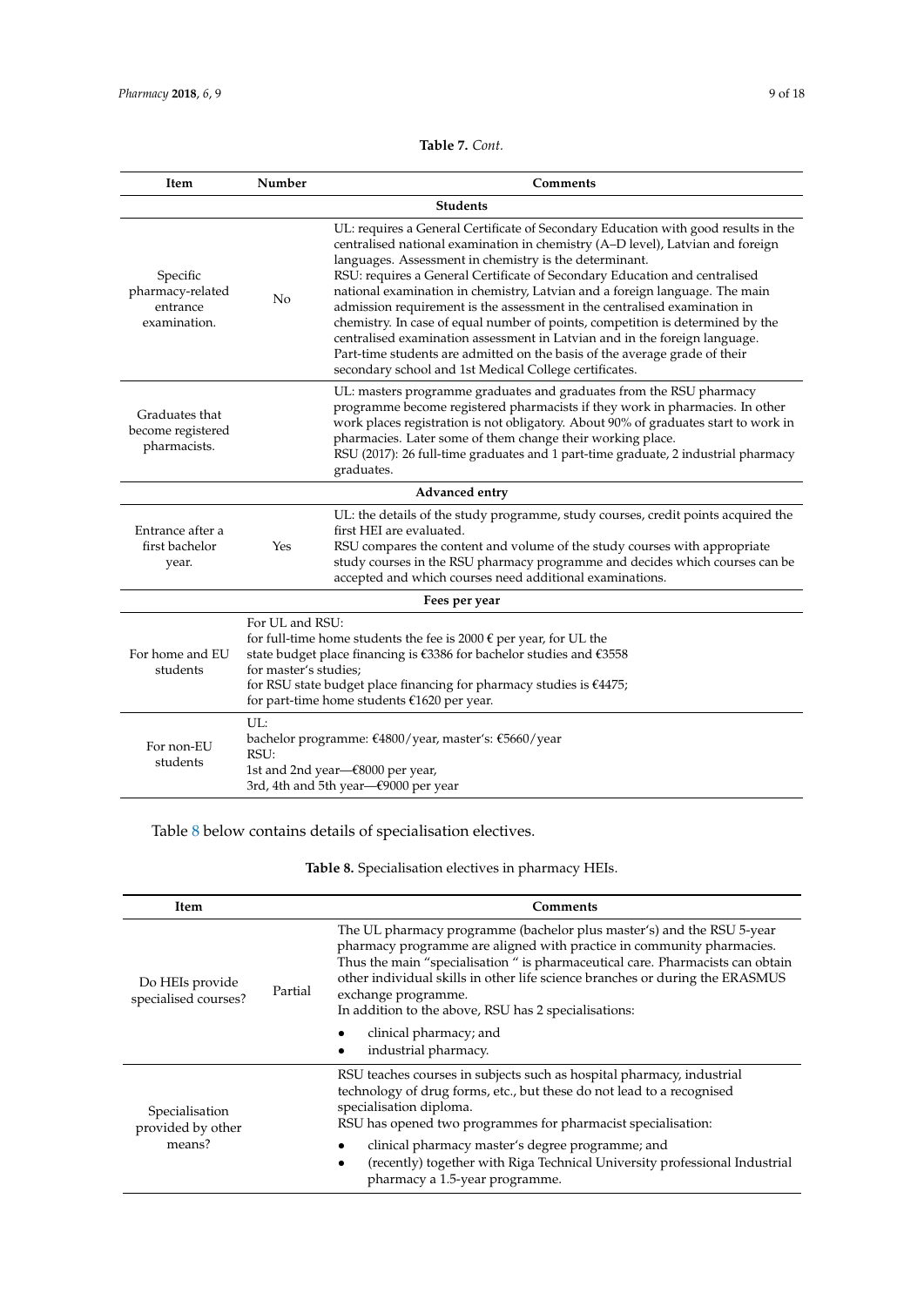**Table 7.** *Cont.*

| Item | Number | Comments |
|---|---|---|
| **Students** | | |
| Specific pharmacy-related entrance examination. | No | UL: requires a General Certificate of Secondary Education with good results in the centralised national examination in chemistry (A–D level), Latvian and foreign languages. Assessment in chemistry is the determinant. RSU: requires a General Certificate of Secondary Education and centralised national examination in chemistry, Latvian and a foreign language. The main admission requirement is the assessment in the centralised examination in chemistry. In case of equal number of points, competition is determined by the centralised examination assessment in Latvian and in the foreign language. Part-time students are admitted on the basis of the average grade of their secondary school and 1st Medical College certificates. |
| Graduates that become registered pharmacists. | | UL: masters programme graduates and graduates from the RSU pharmacy programme become registered pharmacists if they work in pharmacies. In other work places registration is not obligatory. About 90% of graduates start to work in pharmacies. Later some of them change their working place. RSU (2017): 26 full-time graduates and 1 part-time graduate, 2 industrial pharmacy graduates. |
| **Advanced entry** | | |
| Entrance after a first bachelor year. | Yes | UL: the details of the study programme, study courses, credit points acquired the first HEI are evaluated. RSU compares the content and volume of the study courses with appropriate study courses in the RSU pharmacy programme and decides which courses can be accepted and which courses need additional examinations. |
| **Fees per year** | | |
| For home and EU students | For UL and RSU: for full-time home students the fee is 2000 € per year, for UL the state budget place financing is €3386 for bachelor studies and €3558 for master's studies; for RSU state budget place financing for pharmacy studies is €4475; for part-time home students €1620 per year. | |
| For non-EU students | UL: bachelor programme: €4800/year, master's: €5660/year RSU: 1st and 2nd year—€8000 per year, 3rd, 4th and 5th year—€9000 per year | |

Table 8 below contains details of specialisation electives.

**Table 8.** Specialisation electives in pharmacy HEIs.

| Item | | Comments |
|---|---|---|
| Do HEIs provide specialised courses? | Partial | The UL pharmacy programme (bachelor plus master's) and the RSU 5-year pharmacy programme are aligned with practice in community pharmacies. Thus the main "specialisation " is pharmaceutical care. Pharmacists can obtain other individual skills in other life science branches or during the ERASMUS exchange programme. In addition to the above, RSU has 2 specialisations: • clinical pharmacy; and • industrial pharmacy. |
| Specialisation provided by other means? | | RSU teaches courses in subjects such as hospital pharmacy, industrial technology of drug forms, etc., but these do not lead to a recognised specialisation diploma. RSU has opened two programmes for pharmacist specialisation: • clinical pharmacy master's degree programme; and • (recently) together with Riga Technical University professional Industrial pharmacy a 1.5-year programme. |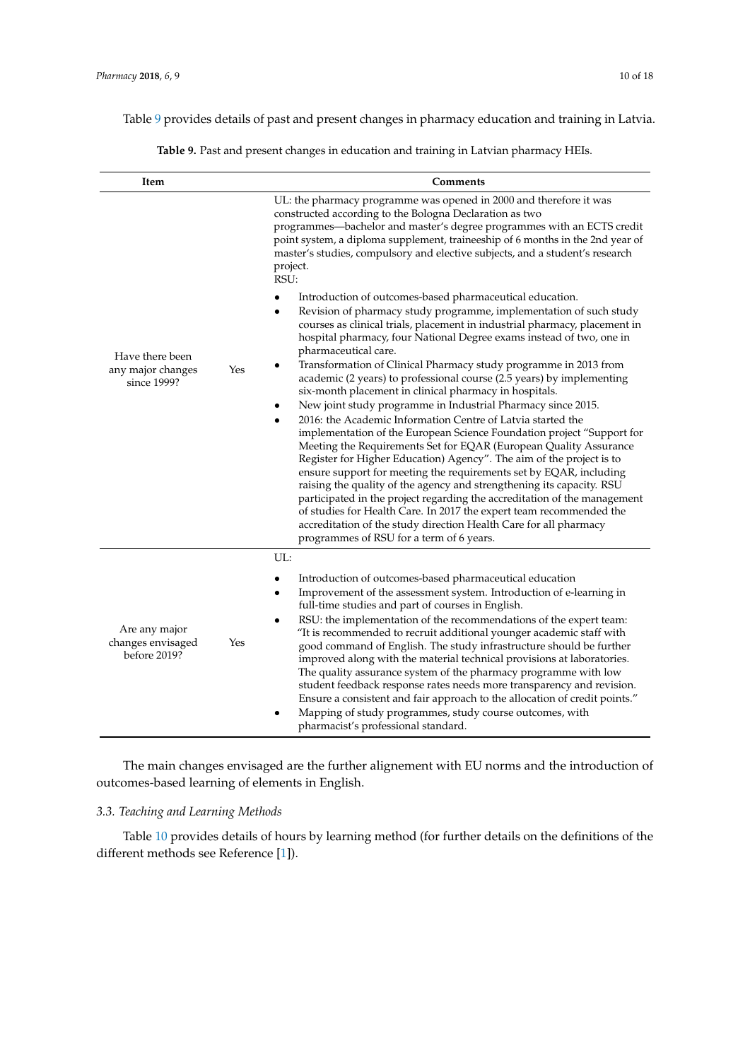Table 9 provides details of past and present changes in pharmacy education and training in Latvia.

**Table 9.** Past and present changes in education and training in Latvian pharmacy HEIs.

| Item | | Comments |
|---|---|---|
| Have there been any major changes since 1999? | Yes | UL: the pharmacy programme was opened in 2000 and therefore it was constructed according to the Bologna Declaration as two programmes—bachelor and master's degree programmes with an ECTS credit point system, a diploma supplement, traineeship of 6 months in the 2nd year of master's studies, compulsory and elective subjects, and a student's research project.<br>RSU:<br>• Introduction of outcomes-based pharmaceutical education.<br>• Revision of pharmacy study programme, implementation of such study courses as clinical trials, placement in industrial pharmacy, placement in hospital pharmacy, four National Degree exams instead of two, one in pharmaceutical care.<br>• Transformation of Clinical Pharmacy study programme in 2013 from academic (2 years) to professional course (2.5 years) by implementing six-month placement in clinical pharmacy in hospitals.<br>• New joint study programme in Industrial Pharmacy since 2015.<br>• 2016: the Academic Information Centre of Latvia started the implementation of the European Science Foundation project "Support for Meeting the Requirements Set for EQAR (European Quality Assurance Register for Higher Education) Agency". The aim of the project is to ensure support for meeting the requirements set by EQAR, including raising the quality of the agency and strengthening its capacity. RSU participated in the project regarding the accreditation of the management of studies for Health Care. In 2017 the expert team recommended the accreditation of the study direction Health Care for all pharmacy programmes of RSU for a term of 6 years. |
| Are any major changes envisaged before 2019? | Yes | UL:<br>• Introduction of outcomes-based pharmaceutical education<br>• Improvement of the assessment system. Introduction of e-learning in full-time studies and part of courses in English.<br>• RSU: the implementation of the recommendations of the expert team: "It is recommended to recruit additional younger academic staff with good command of English. The study infrastructure should be further improved along with the material technical provisions at laboratories. The quality assurance system of the pharmacy programme with low student feedback response rates needs more transparency and revision. Ensure a consistent and fair approach to the allocation of credit points."<br>• Mapping of study programmes, study course outcomes, with pharmacist's professional standard. |

The main changes envisaged are the further alignement with EU norms and the introduction of outcomes-based learning of elements in English.

### 3.3. Teaching and Learning Methods

Table 10 provides details of hours by learning method (for further details on the definitions of the different methods see Reference [1]).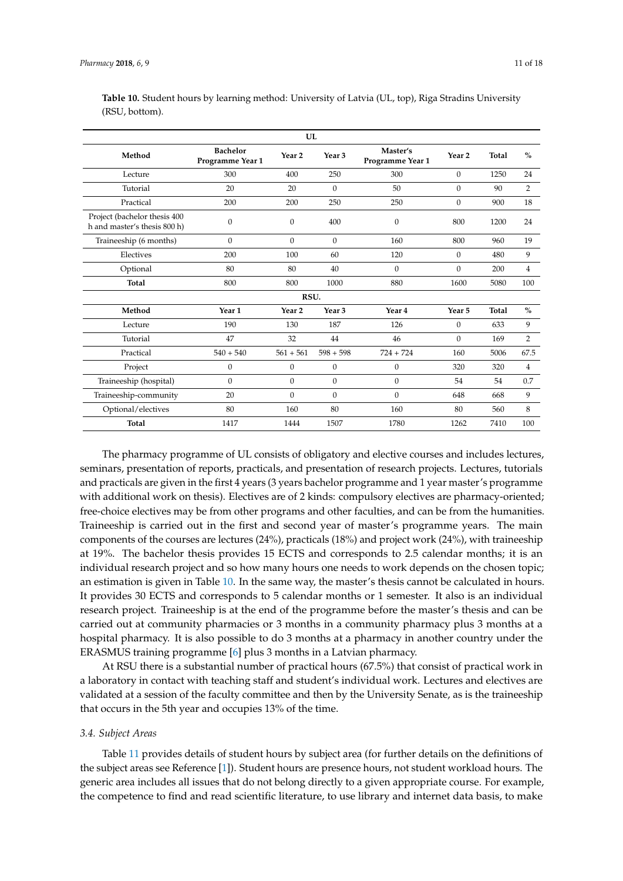**Table 10.** Student hours by learning method: University of Latvia (UL, top), Riga Stradins University (RSU, bottom).

| UL | | | | | | | |
|---|---|---|---|---|---|---|---|
| **Method** | **Bachelor Programme Year 1** | **Year 2** | **Year 3** | **Master's Programme Year 1** | **Year 2** | **Total** | **%** |
| Lecture | 300 | 400 | 250 | 300 | 0 | 1250 | 24 |
| Tutorial | 20 | 20 | 0 | 50 | 0 | 90 | 2 |
| Practical | 200 | 200 | 250 | 250 | 0 | 900 | 18 |
| Project (bachelor thesis 400 h and master's thesis 800 h) | 0 | 0 | 400 | 0 | 800 | 1200 | 24 |
| Traineeship (6 months) | 0 | 0 | 0 | 160 | 800 | 960 | 19 |
| Electives | 200 | 100 | 60 | 120 | 0 | 480 | 9 |
| Optional | 80 | 80 | 40 | 0 | 0 | 200 | 4 |
| **Total** | 800 | 800 | 1000 | 880 | 1600 | 5080 | 100 |
| **RSU.** | | | | | | | |
| **Method** | **Year 1** | **Year 2** | **Year 3** | **Year 4** | **Year 5** | **Total** | **%** |
| Lecture | 190 | 130 | 187 | 126 | 0 | 633 | 9 |
| Tutorial | 47 | 32 | 44 | 46 | 0 | 169 | 2 |
| Practical | 540 + 540 | 561 + 561 | 598 + 598 | 724 + 724 | 160 | 5006 | 67.5 |
| Project | 0 | 0 | 0 | 0 | 320 | 320 | 4 |
| Traineeship (hospital) | 0 | 0 | 0 | 0 | 54 | 54 | 0.7 |
| Traineeship-community | 20 | 0 | 0 | 0 | 648 | 668 | 9 |
| Optional/electives | 80 | 160 | 80 | 160 | 80 | 560 | 8 |
| **Total** | 1417 | 1444 | 1507 | 1780 | 1262 | 7410 | 100 |

The pharmacy programme of UL consists of obligatory and elective courses and includes lectures, seminars, presentation of reports, practicals, and presentation of research projects. Lectures, tutorials and practicals are given in the first 4 years (3 years bachelor programme and 1 year master's programme with additional work on thesis). Electives are of 2 kinds: compulsory electives are pharmacy-oriented; free-choice electives may be from other programs and other faculties, and can be from the humanities. Traineeship is carried out in the first and second year of master's programme years. The main components of the courses are lectures (24%), practicals (18%) and project work (24%), with traineeship at 19%. The bachelor thesis provides 15 ECTS and corresponds to 2.5 calendar months; it is an individual research project and so how many hours one needs to work depends on the chosen topic; an estimation is given in Table 10. In the same way, the master's thesis cannot be calculated in hours. It provides 30 ECTS and corresponds to 5 calendar months or 1 semester. It also is an individual research project. Traineeship is at the end of the programme before the master's thesis and can be carried out at community pharmacies or 3 months in a community pharmacy plus 3 months at a hospital pharmacy. It is also possible to do 3 months at a pharmacy in another country under the ERASMUS training programme [6] plus 3 months in a Latvian pharmacy.

At RSU there is a substantial number of practical hours (67.5%) that consist of practical work in a laboratory in contact with teaching staff and student's individual work. Lectures and electives are validated at a session of the faculty committee and then by the University Senate, as is the traineeship that occurs in the 5th year and occupies 13% of the time.

### 3.4. Subject Areas

Table 11 provides details of student hours by subject area (for further details on the definitions of the subject areas see Reference [1]). Student hours are presence hours, not student workload hours. The generic area includes all issues that do not belong directly to a given appropriate course. For example, the competence to find and read scientific literature, to use library and internet data basis, to make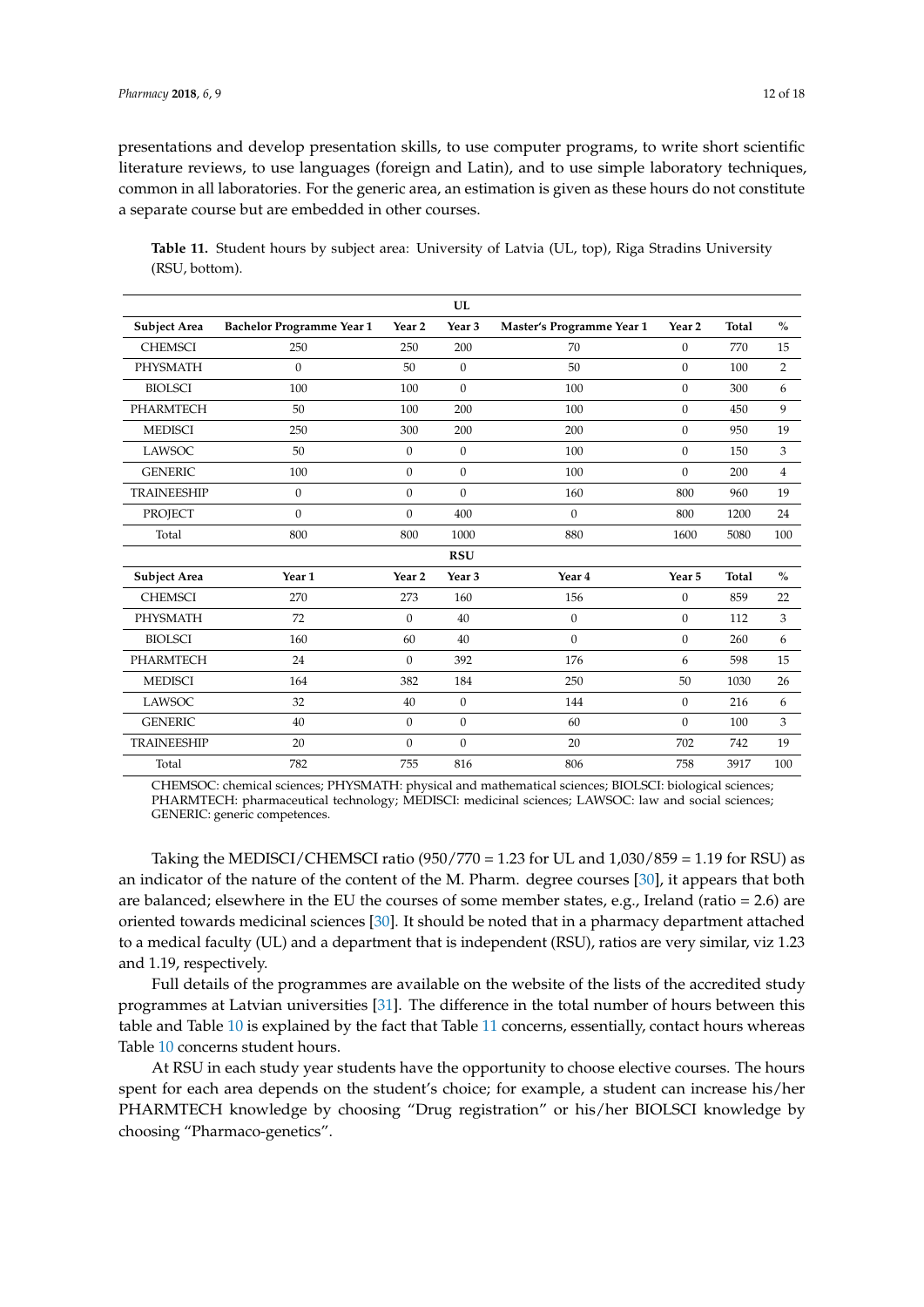presentations and develop presentation skills, to use computer programs, to write short scientific literature reviews, to use languages (foreign and Latin), and to use simple laboratory techniques, common in all laboratories. For the generic area, an estimation is given as these hours do not constitute a separate course but are embedded in other courses.

**Table 11.** Student hours by subject area: University of Latvia (UL, top), Riga Stradins University (RSU, bottom).

| | | | UL | | | | |
|---|---|---|---|---|---|---|---|
| **Subject Area** | **Bachelor Programme Year 1** | **Year 2** | **Year 3** | **Master's Programme Year 1** | **Year 2** | **Total** | **%** |
| CHEMSCI | 250 | 250 | 200 | 70 | 0 | 770 | 15 |
| PHYSMATH | 0 | 50 | 0 | 50 | 0 | 100 | 2 |
| BIOLSCI | 100 | 100 | 0 | 100 | 0 | 300 | 6 |
| PHARMTECH | 50 | 100 | 200 | 100 | 0 | 450 | 9 |
| MEDISCI | 250 | 300 | 200 | 200 | 0 | 950 | 19 |
| LAWSOC | 50 | 0 | 0 | 100 | 0 | 150 | 3 |
| GENERIC | 100 | 0 | 0 | 100 | 0 | 200 | 4 |
| TRAINEESHIP | 0 | 0 | 0 | 160 | 800 | 960 | 19 |
| PROJECT | 0 | 0 | 400 | 0 | 800 | 1200 | 24 |
| Total | 800 | 800 | 1000 | 880 | 1600 | 5080 | 100 |
| | | | **RSU** | | | | |
| **Subject Area** | **Year 1** | **Year 2** | **Year 3** | **Year 4** | **Year 5** | **Total** | **%** |
| CHEMSCI | 270 | 273 | 160 | 156 | 0 | 859 | 22 |
| PHYSMATH | 72 | 0 | 40 | 0 | 0 | 112 | 3 |
| BIOLSCI | 160 | 60 | 40 | 0 | 0 | 260 | 6 |
| PHARMTECH | 24 | 0 | 392 | 176 | 6 | 598 | 15 |
| MEDISCI | 164 | 382 | 184 | 250 | 50 | 1030 | 26 |
| LAWSOC | 32 | 40 | 0 | 144 | 0 | 216 | 6 |
| GENERIC | 40 | 0 | 0 | 60 | 0 | 100 | 3 |
| TRAINEESHIP | 20 | 0 | 0 | 20 | 702 | 742 | 19 |
| Total | 782 | 755 | 816 | 806 | 758 | 3917 | 100 |

CHEMSOC: chemical sciences; PHYSMATH: physical and mathematical sciences; BIOLSCI: biological sciences; PHARMTECH: pharmaceutical technology; MEDISCI: medicinal sciences; LAWSOC: law and social sciences; GENERIC: generic competences.

Taking the MEDISCI/CHEMSCI ratio (950/770 = 1.23 for UL and 1,030/859 = 1.19 for RSU) as an indicator of the nature of the content of the M. Pharm. degree courses [30], it appears that both are balanced; elsewhere in the EU the courses of some member states, e.g., Ireland (ratio = 2.6) are oriented towards medicinal sciences [30]. It should be noted that in a pharmacy department attached to a medical faculty (UL) and a department that is independent (RSU), ratios are very similar, viz 1.23 and 1.19, respectively.

Full details of the programmes are available on the website of the lists of the accredited study programmes at Latvian universities [31]. The difference in the total number of hours between this table and Table 10 is explained by the fact that Table 11 concerns, essentially, contact hours whereas Table 10 concerns student hours.

At RSU in each study year students have the opportunity to choose elective courses. The hours spent for each area depends on the student's choice; for example, a student can increase his/her PHARMTECH knowledge by choosing "Drug registration" or his/her BIOLSCI knowledge by choosing "Pharmaco-genetics".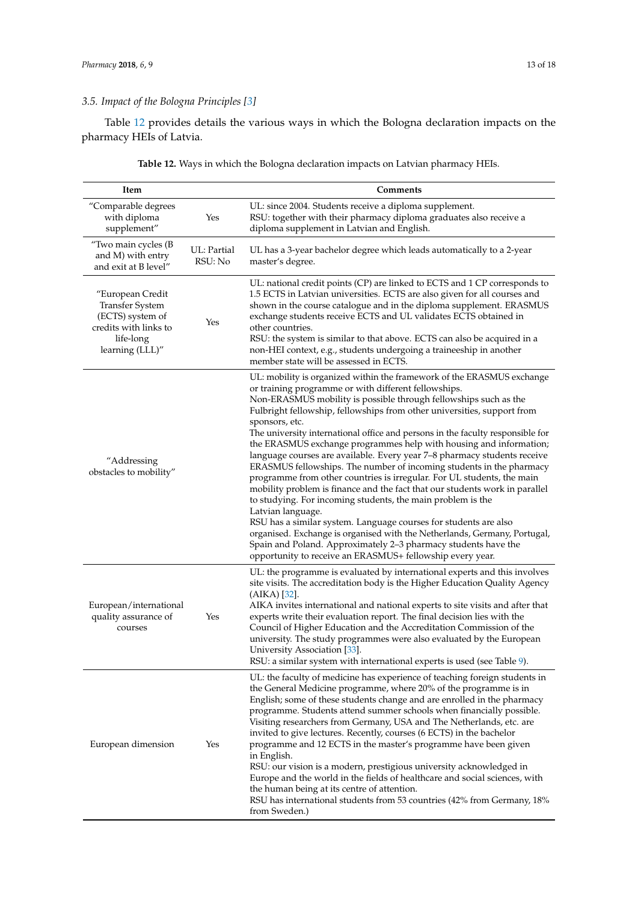### 3.5. Impact of the Bologna Principles [3]

Table 12 provides details the various ways in which the Bologna declaration impacts on the pharmacy HEIs of Latvia.

**Table 12.** Ways in which the Bologna declaration impacts on Latvian pharmacy HEIs.

| Item | | Comments |
|---|---|---|
| "Comparable degrees with diploma supplement" | Yes | UL: since 2004. Students receive a diploma supplement.<br>RSU: together with their pharmacy diploma graduates also receive a diploma supplement in Latvian and English. |
| "Two main cycles (B and M) with entry and exit at B level" | UL: Partial<br>RSU: No | UL has a 3-year bachelor degree which leads automatically to a 2-year master's degree. |
| "European Credit Transfer System (ECTS) system of credits with links to life-long learning (LLL)" | Yes | UL: national credit points (CP) are linked to ECTS and 1 CP corresponds to 1.5 ECTS in Latvian universities. ECTS are also given for all courses and shown in the course catalogue and in the diploma supplement. ERASMUS exchange students receive ECTS and UL validates ECTS obtained in other countries.<br>RSU: the system is similar to that above. ECTS can also be acquired in a non-HEI context, e.g., students undergoing a traineeship in another member state will be assessed in ECTS. |
| "Addressing obstacles to mobility" | | UL: mobility is organized within the framework of the ERASMUS exchange or training programme or with different fellowships.<br>Non-ERASMUS mobility is possible through fellowships such as the Fulbright fellowship, fellowships from other universities, support from sponsors, etc.<br>The university international office and persons in the faculty responsible for the ERASMUS exchange programmes help with housing and information; language courses are available. Every year 7–8 pharmacy students receive ERASMUS fellowships. The number of incoming students in the pharmacy programme from other countries is irregular. For UL students, the main mobility problem is finance and the fact that our students work in parallel to studying. For incoming students, the main problem is the Latvian language.<br>RSU has a similar system. Language courses for students are also organised. Exchange is organised with the Netherlands, Germany, Portugal, Spain and Poland. Approximately 2–3 pharmacy students have the opportunity to receive an ERASMUS+ fellowship every year. |
| European/international quality assurance of courses | Yes | UL: the programme is evaluated by international experts and this involves site visits. The accreditation body is the Higher Education Quality Agency (AIKA) [32].<br>AIKA invites international and national experts to site visits and after that experts write their evaluation report. The final decision lies with the Council of Higher Education and the Accreditation Commission of the university. The study programmes were also evaluated by the European University Association [33].<br>RSU: a similar system with international experts is used (see Table 9). |
| European dimension | Yes | UL: the faculty of medicine has experience of teaching foreign students in the General Medicine programme, where 20% of the programme is in English; some of these students change and are enrolled in the pharmacy programme. Students attend summer schools when financially possible. Visiting researchers from Germany, USA and The Netherlands, etc. are invited to give lectures. Recently, courses (6 ECTS) in the bachelor programme and 12 ECTS in the master's programme have been given in English.<br>RSU: our vision is a modern, prestigious university acknowledged in Europe and the world in the fields of healthcare and social sciences, with the human being at its centre of attention.<br>RSU has international students from 53 countries (42% from Germany, 18% from Sweden.) |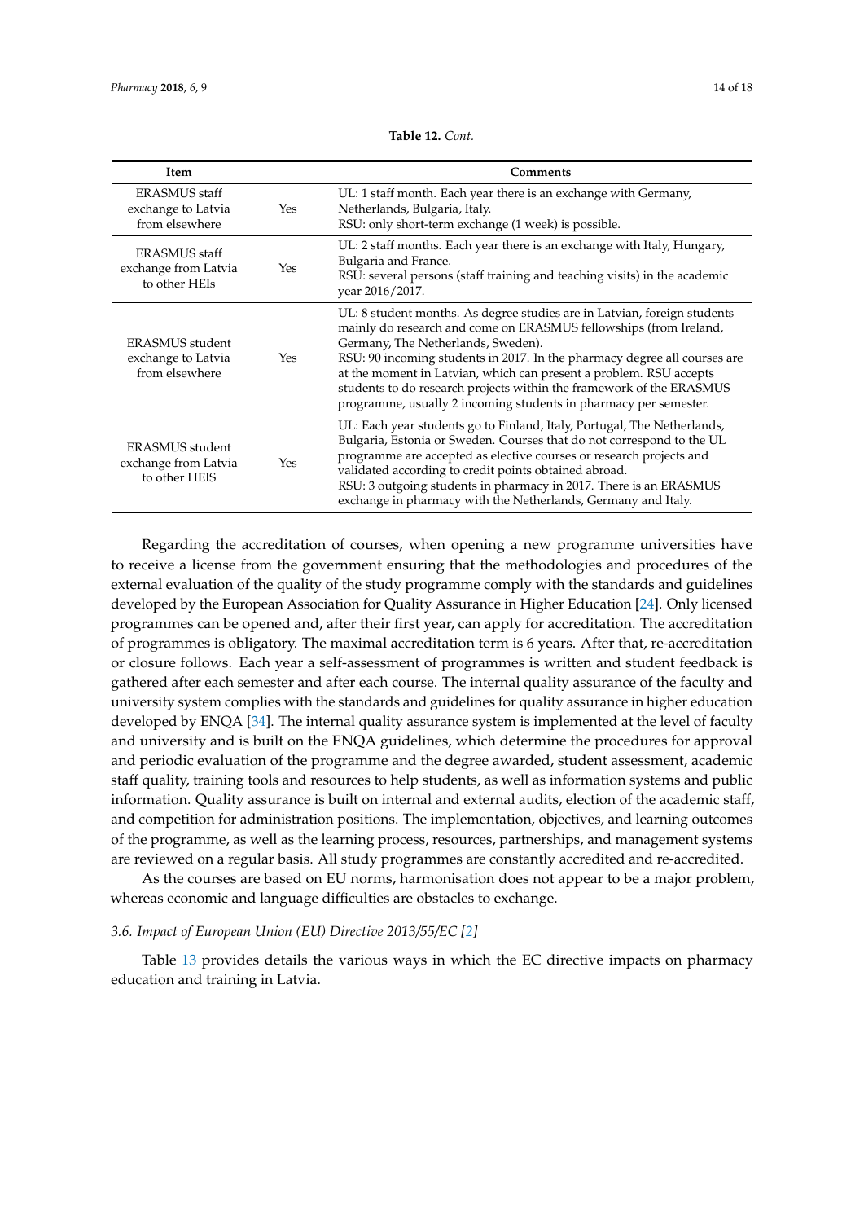**Table 12.** *Cont.*

| Item | | Comments |
|---|---|---|
| ERASMUS staff exchange to Latvia from elsewhere | Yes | UL: 1 staff month. Each year there is an exchange with Germany, Netherlands, Bulgaria, Italy.<br>RSU: only short-term exchange (1 week) is possible. |
| ERASMUS staff exchange from Latvia to other HEIs | Yes | UL: 2 staff months. Each year there is an exchange with Italy, Hungary, Bulgaria and France.<br>RSU: several persons (staff training and teaching visits) in the academic year 2016/2017. |
| ERASMUS student exchange to Latvia from elsewhere | Yes | UL: 8 student months. As degree studies are in Latvian, foreign students mainly do research and come on ERASMUS fellowships (from Ireland, Germany, The Netherlands, Sweden).<br>RSU: 90 incoming students in 2017. In the pharmacy degree all courses are at the moment in Latvian, which can present a problem. RSU accepts students to do research projects within the framework of the ERASMUS programme, usually 2 incoming students in pharmacy per semester. |
| ERASMUS student exchange from Latvia to other HEIS | Yes | UL: Each year students go to Finland, Italy, Portugal, The Netherlands, Bulgaria, Estonia or Sweden. Courses that do not correspond to the UL programme are accepted as elective courses or research projects and validated according to credit points obtained abroad.<br>RSU: 3 outgoing students in pharmacy in 2017. There is an ERASMUS exchange in pharmacy with the Netherlands, Germany and Italy. |

Regarding the accreditation of courses, when opening a new programme universities have to receive a license from the government ensuring that the methodologies and procedures of the external evaluation of the quality of the study programme comply with the standards and guidelines developed by the European Association for Quality Assurance in Higher Education [24]. Only licensed programmes can be opened and, after their first year, can apply for accreditation. The accreditation of programmes is obligatory. The maximal accreditation term is 6 years. After that, re-accreditation or closure follows. Each year a self-assessment of programmes is written and student feedback is gathered after each semester and after each course. The internal quality assurance of the faculty and university system complies with the standards and guidelines for quality assurance in higher education developed by ENQA [34]. The internal quality assurance system is implemented at the level of faculty and university and is built on the ENQA guidelines, which determine the procedures for approval and periodic evaluation of the programme and the degree awarded, student assessment, academic staff quality, training tools and resources to help students, as well as information systems and public information. Quality assurance is built on internal and external audits, election of the academic staff, and competition for administration positions. The implementation, objectives, and learning outcomes of the programme, as well as the learning process, resources, partnerships, and management systems are reviewed on a regular basis. All study programmes are constantly accredited and re-accredited.

As the courses are based on EU norms, harmonisation does not appear to be a major problem, whereas economic and language difficulties are obstacles to exchange.

### *3.6. Impact of European Union (EU) Directive 2013/55/EC [2]*

Table 13 provides details the various ways in which the EC directive impacts on pharmacy education and training in Latvia.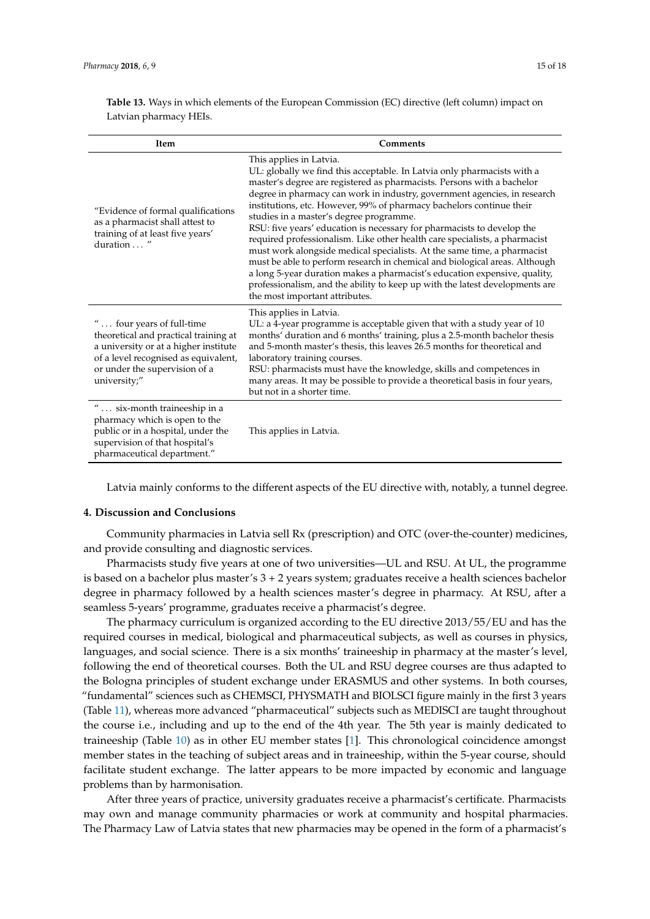**Table 13.** Ways in which elements of the European Commission (EC) directive (left column) impact on Latvian pharmacy HEIs.

| Item | Comments |
|---|---|
| "Evidence of formal qualifications as a pharmacist shall attest to training of at least five years' duration . . . " | This applies in Latvia.<br>UL: globally we find this acceptable. In Latvia only pharmacists with a master's degree are registered as pharmacists. Persons with a bachelor degree in pharmacy can work in industry, government agencies, in research institutions, etc. However, 99% of pharmacy bachelors continue their studies in a master's degree programme.<br>RSU: five years' education is necessary for pharmacists to develop the required professionalism. Like other health care specialists, a pharmacist must work alongside medical specialists. At the same time, a pharmacist must be able to perform research in chemical and biological areas. Although a long 5-year duration makes a pharmacist's education expensive, quality, professionalism, and the ability to keep up with the latest developments are the most important attributes. |
| " . . . four years of full-time theoretical and practical training at a university or at a higher institute of a level recognised as equivalent, or under the supervision of a university;" | This applies in Latvia.<br>UL: a 4-year programme is acceptable given that with a study year of 10 months' duration and 6 months' training, plus a 2.5-month bachelor thesis and 5-month master's thesis, this leaves 26.5 months for theoretical and laboratory training courses.<br>RSU: pharmacists must have the knowledge, skills and competences in many areas. It may be possible to provide a theoretical basis in four years, but not in a shorter time. |
| " . . . six-month traineeship in a pharmacy which is open to the public or in a hospital, under the supervision of that hospital's pharmaceutical department." | This applies in Latvia. |

Latvia mainly conforms to the different aspects of the EU directive with, notably, a tunnel degree.

## 4. Discussion and Conclusions

Community pharmacies in Latvia sell Rx (prescription) and OTC (over-the-counter) medicines, and provide consulting and diagnostic services.

Pharmacists study five years at one of two universities—UL and RSU. At UL, the programme is based on a bachelor plus master's 3 + 2 years system; graduates receive a health sciences bachelor degree in pharmacy followed by a health sciences master's degree in pharmacy. At RSU, after a seamless 5-years' programme, graduates receive a pharmacist's degree.

The pharmacy curriculum is organized according to the EU directive 2013/55/EU and has the required courses in medical, biological and pharmaceutical subjects, as well as courses in physics, languages, and social science. There is a six months' traineeship in pharmacy at the master's level, following the end of theoretical courses. Both the UL and RSU degree courses are thus adapted to the Bologna principles of student exchange under ERASMUS and other systems. In both courses, "fundamental" sciences such as CHEMSCI, PHYSMATH and BIOLSCI figure mainly in the first 3 years (Table 11), whereas more advanced "pharmaceutical" subjects such as MEDISCI are taught throughout the course i.e., including and up to the end of the 4th year. The 5th year is mainly dedicated to traineeship (Table 10) as in other EU member states [1]. This chronological coincidence amongst member states in the teaching of subject areas and in traineeship, within the 5-year course, should facilitate student exchange. The latter appears to be more impacted by economic and language problems than by harmonisation.

After three years of practice, university graduates receive a pharmacist's certificate. Pharmacists may own and manage community pharmacies or work at community and hospital pharmacies. The Pharmacy Law of Latvia states that new pharmacies may be opened in the form of a pharmacist's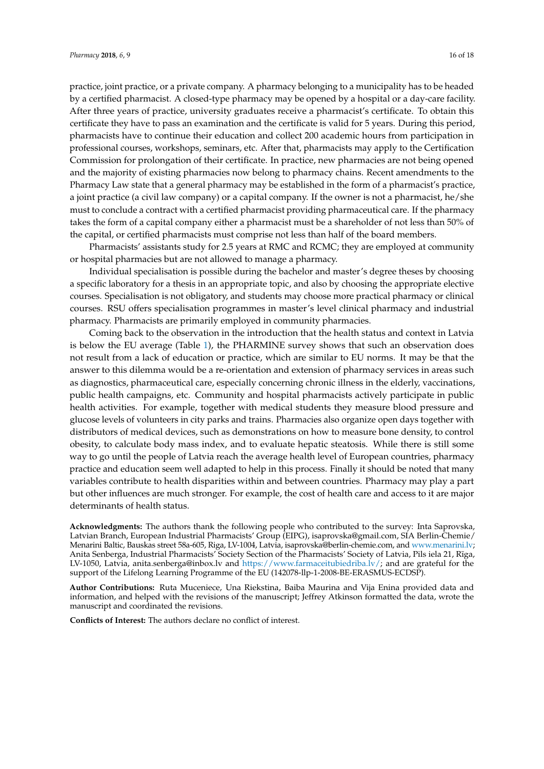practice, joint practice, or a private company. A pharmacy belonging to a municipality has to be headed by a certified pharmacist. A closed-type pharmacy may be opened by a hospital or a day-care facility. After three years of practice, university graduates receive a pharmacist's certificate. To obtain this certificate they have to pass an examination and the certificate is valid for 5 years. During this period, pharmacists have to continue their education and collect 200 academic hours from participation in professional courses, workshops, seminars, etc. After that, pharmacists may apply to the Certification Commission for prolongation of their certificate. In practice, new pharmacies are not being opened and the majority of existing pharmacies now belong to pharmacy chains. Recent amendments to the Pharmacy Law state that a general pharmacy may be established in the form of a pharmacist's practice, a joint practice (a civil law company) or a capital company. If the owner is not a pharmacist, he/she must to conclude a contract with a certified pharmacist providing pharmaceutical care. If the pharmacy takes the form of a capital company either a pharmacist must be a shareholder of not less than 50% of the capital, or certified pharmacists must comprise not less than half of the board members.

Pharmacists' assistants study for 2.5 years at RMC and RCMC; they are employed at community or hospital pharmacies but are not allowed to manage a pharmacy.

Individual specialisation is possible during the bachelor and master's degree theses by choosing a specific laboratory for a thesis in an appropriate topic, and also by choosing the appropriate elective courses. Specialisation is not obligatory, and students may choose more practical pharmacy or clinical courses. RSU offers specialisation programmes in master's level clinical pharmacy and industrial pharmacy. Pharmacists are primarily employed in community pharmacies.

Coming back to the observation in the introduction that the health status and context in Latvia is below the EU average (Table 1), the PHARMINE survey shows that such an observation does not result from a lack of education or practice, which are similar to EU norms. It may be that the answer to this dilemma would be a re-orientation and extension of pharmacy services in areas such as diagnostics, pharmaceutical care, especially concerning chronic illness in the elderly, vaccinations, public health campaigns, etc. Community and hospital pharmacists actively participate in public health activities. For example, together with medical students they measure blood pressure and glucose levels of volunteers in city parks and trains. Pharmacies also organize open days together with distributors of medical devices, such as demonstrations on how to measure bone density, to control obesity, to calculate body mass index, and to evaluate hepatic steatosis. While there is still some way to go until the people of Latvia reach the average health level of European countries, pharmacy practice and education seem well adapted to help in this process. Finally it should be noted that many variables contribute to health disparities within and between countries. Pharmacy may play a part but other influences are much stronger. For example, the cost of health care and access to it are major determinants of health status.

**Acknowledgments:** The authors thank the following people who contributed to the survey: Inta Saprovska, Latvian Branch, European Industrial Pharmacists' Group (EIPG), isaprovska@gmail.com, SIA Berlin-Chemie/Menarini Baltic, Bauskas street 58a-605, Riga, LV-1004, Latvia, isaprovska@berlin-chemie.com, and www.menarini.lv; Anita Senberga, Industrial Pharmacists' Society Section of the Pharmacists' Society of Latvia, Pils iela 21, Rīga, LV-1050, Latvia, anita.senberga@inbox.lv and https://www.farmaceitubiedriba.lv/; and are grateful for the support of the Lifelong Learning Programme of the EU (142078-llp-1-2008-BE-ERASMUS-ECDSP).

**Author Contributions:** Ruta Muceniece, Una Riekstina, Baiba Maurina and Vija Enina provided data and information, and helped with the revisions of the manuscript; Jeffrey Atkinson formatted the data, wrote the manuscript and coordinated the revisions.

**Conflicts of Interest:** The authors declare no conflict of interest.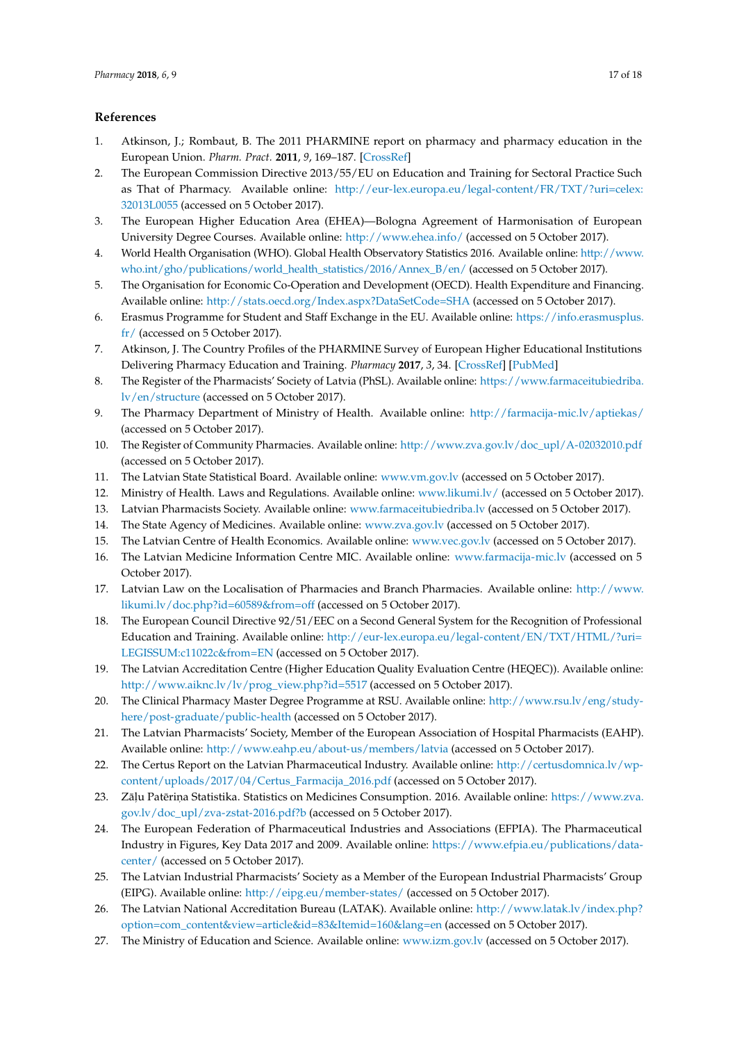## References

1. Atkinson, J.; Rombaut, B. The 2011 PHARMINE report on pharmacy and pharmacy education in the European Union. *Pharm. Pract.* **2011**, *9*, 169–187. [CrossRef]
2. The European Commission Directive 2013/55/EU on Education and Training for Sectoral Practice Such as That of Pharmacy. Available online: http://eur-lex.europa.eu/legal-content/FR/TXT/?uri=celex:32013L0055 (accessed on 5 October 2017).
3. The European Higher Education Area (EHEA)—Bologna Agreement of Harmonisation of European University Degree Courses. Available online: http://www.ehea.info/ (accessed on 5 October 2017).
4. World Health Organisation (WHO). Global Health Observatory Statistics 2016. Available online: http://www.who.int/gho/publications/world_health_statistics/2016/Annex_B/en/ (accessed on 5 October 2017).
5. The Organisation for Economic Co-Operation and Development (OECD). Health Expenditure and Financing. Available online: http://stats.oecd.org/Index.aspx?DataSetCode=SHA (accessed on 5 October 2017).
6. Erasmus Programme for Student and Staff Exchange in the EU. Available online: https://info.erasmusplus.fr/ (accessed on 5 October 2017).
7. Atkinson, J. The Country Profiles of the PHARMINE Survey of European Higher Educational Institutions Delivering Pharmacy Education and Training. *Pharmacy* **2017**, *3*, 34. [CrossRef] [PubMed]
8. The Register of the Pharmacists' Society of Latvia (PhSL). Available online: https://www.farmaceitubiedriba.lv/en/structure (accessed on 5 October 2017).
9. The Pharmacy Department of Ministry of Health. Available online: http://farmacija-mic.lv/aptiekas/ (accessed on 5 October 2017).
10. The Register of Community Pharmacies. Available online: http://www.zva.gov.lv/doc_upl/A-02032010.pdf (accessed on 5 October 2017).
11. The Latvian State Statistical Board. Available online: www.vm.gov.lv (accessed on 5 October 2017).
12. Ministry of Health. Laws and Regulations. Available online: www.likumi.lv/ (accessed on 5 October 2017).
13. Latvian Pharmacists Society. Available online: www.farmaceitubiedriba.lv (accessed on 5 October 2017).
14. The State Agency of Medicines. Available online: www.zva.gov.lv (accessed on 5 October 2017).
15. The Latvian Centre of Health Economics. Available online: www.vec.gov.lv (accessed on 5 October 2017).
16. The Latvian Medicine Information Centre MIC. Available online: www.farmacija-mic.lv (accessed on 5 October 2017).
17. Latvian Law on the Localisation of Pharmacies and Branch Pharmacies. Available online: http://www.likumi.lv/doc.php?id=60589&from=off (accessed on 5 October 2017).
18. The European Council Directive 92/51/EEC on a Second General System for the Recognition of Professional Education and Training. Available online: http://eur-lex.europa.eu/legal-content/EN/TXT/HTML/?uri=LEGISSUM:c11022c&from=EN (accessed on 5 October 2017).
19. The Latvian Accreditation Centre (Higher Education Quality Evaluation Centre (HEQEC)). Available online: http://www.aiknc.lv/lv/prog_view.php?id=5517 (accessed on 5 October 2017).
20. The Clinical Pharmacy Master Degree Programme at RSU. Available online: http://www.rsu.lv/eng/study-here/post-graduate/public-health (accessed on 5 October 2017).
21. The Latvian Pharmacists' Society, Member of the European Association of Hospital Pharmacists (EAHP). Available online: http://www.eahp.eu/about-us/members/latvia (accessed on 5 October 2017).
22. The Certus Report on the Latvian Pharmaceutical Industry. Available online: http://certusdomnica.lv/wp-content/uploads/2017/04/Certus_Farmacija_2016.pdf (accessed on 5 October 2017).
23. Zāļu Patēriņa Statistika. Statistics on Medicines Consumption. 2016. Available online: https://www.zva.gov.lv/doc_upl/zva-zstat-2016.pdf?b (accessed on 5 October 2017).
24. The European Federation of Pharmaceutical Industries and Associations (EFPIA). The Pharmaceutical Industry in Figures, Key Data 2017 and 2009. Available online: https://www.efpia.eu/publications/data-center/ (accessed on 5 October 2017).
25. The Latvian Industrial Pharmacists' Society as a Member of the European Industrial Pharmacists' Group (EIPG). Available online: http://eipg.eu/member-states/ (accessed on 5 October 2017).
26. The Latvian National Accreditation Bureau (LATAK). Available online: http://www.latak.lv/index.php?option=com_content&view=article&id=83&Itemid=160&lang=en (accessed on 5 October 2017).
27. The Ministry of Education and Science. Available online: www.izm.gov.lv (accessed on 5 October 2017).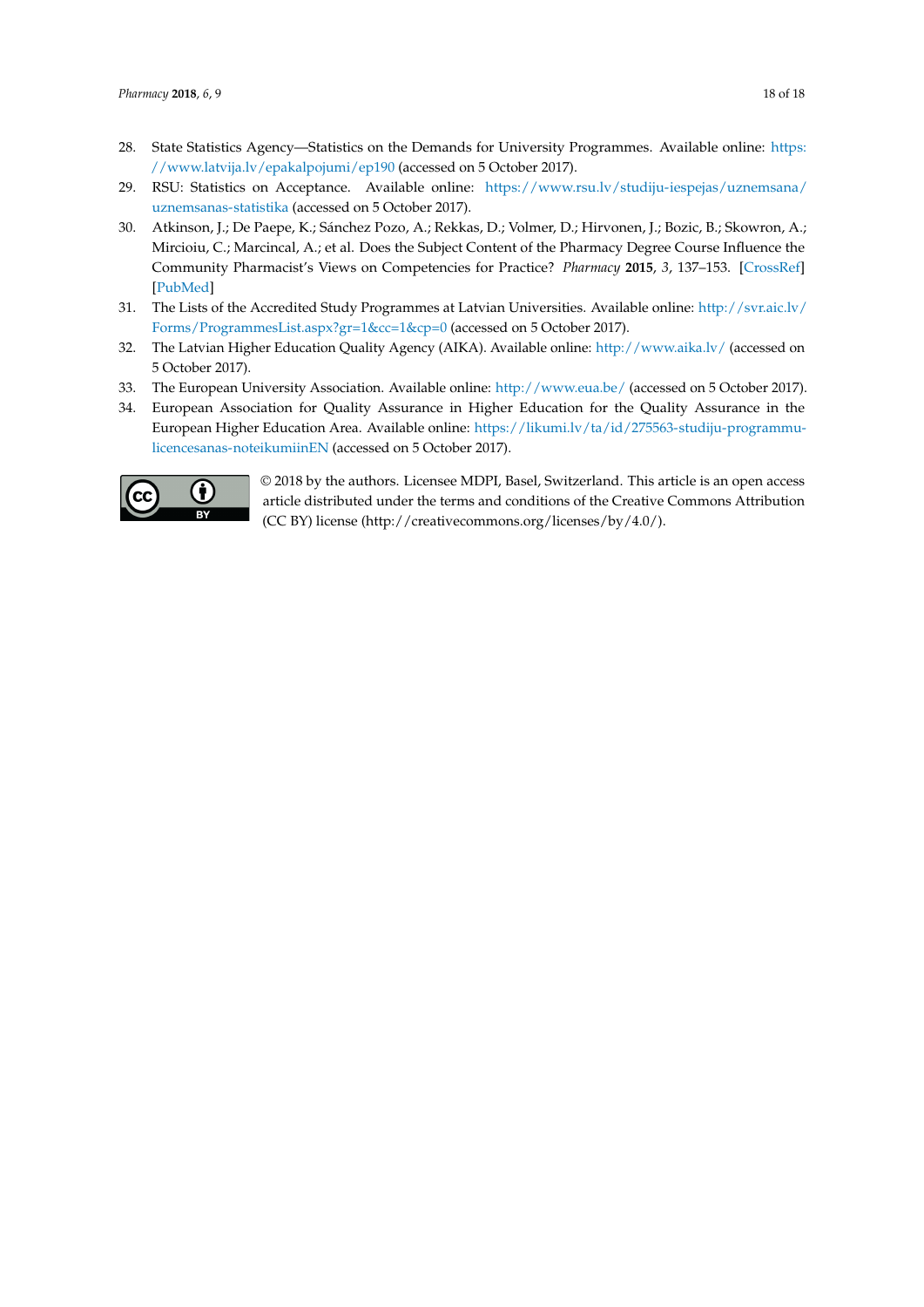28. State Statistics Agency—Statistics on the Demands for University Programmes. Available online: https://www.latvija.lv/epakalpojumi/ep190 (accessed on 5 October 2017).
29. RSU: Statistics on Acceptance. Available online: https://www.rsu.lv/studiju-iespejas/uznemsana/uznemsanas-statistika (accessed on 5 October 2017).
30. Atkinson, J.; De Paepe, K.; Sánchez Pozo, A.; Rekkas, D.; Volmer, D.; Hirvonen, J.; Bozic, B.; Skowron, A.; Mircioiu, C.; Marcincal, A.; et al. Does the Subject Content of the Pharmacy Degree Course Influence the Community Pharmacist's Views on Competencies for Practice? *Pharmacy* **2015**, *3*, 137–153. [CrossRef] [PubMed]
31. The Lists of the Accredited Study Programmes at Latvian Universities. Available online: http://svr.aic.lv/Forms/ProgrammesList.aspx?gr=1&cc=1&cp=0 (accessed on 5 October 2017).
32. The Latvian Higher Education Quality Agency (AIKA). Available online: http://www.aika.lv/ (accessed on 5 October 2017).
33. The European University Association. Available online: http://www.eua.be/ (accessed on 5 October 2017).
34. European Association for Quality Assurance in Higher Education for the Quality Assurance in the European Higher Education Area. Available online: https://likumi.lv/ta/id/275563-studiju-programmu-licencesanas-noteikumiinEN (accessed on 5 October 2017).

© 2018 by the authors. Licensee MDPI, Basel, Switzerland. This article is an open access article distributed under the terms and conditions of the Creative Commons Attribution (CC BY) license (http://creativecommons.org/licenses/by/4.0/).